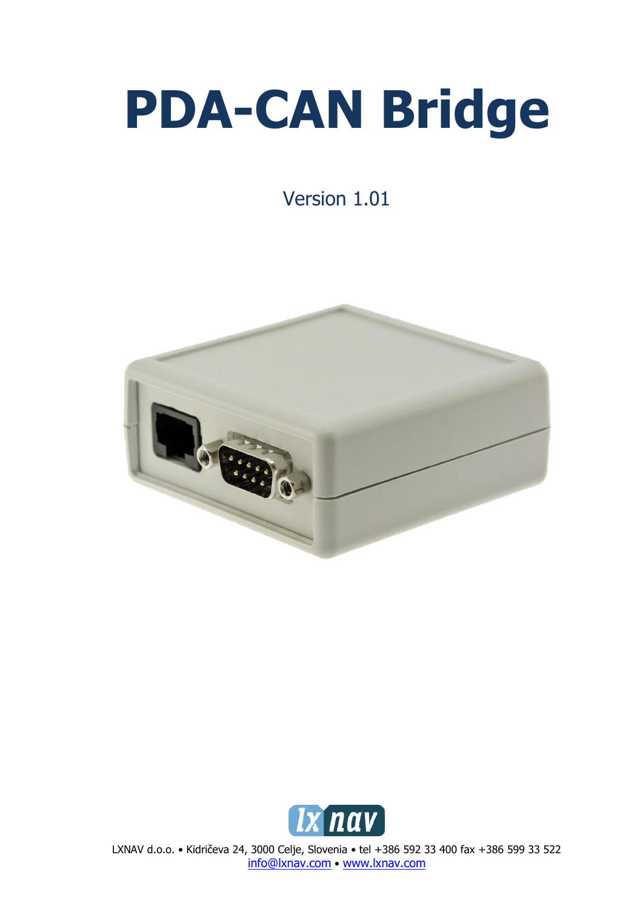# PDA-CAN Bridge

Version 1.01

LXNAV d.o.o. • Kidričeva 24, 3000 Celje, Slovenia • tel +386 592 33 400 fax +386 599 33 522
info@lxnav.com • www.lxnav.com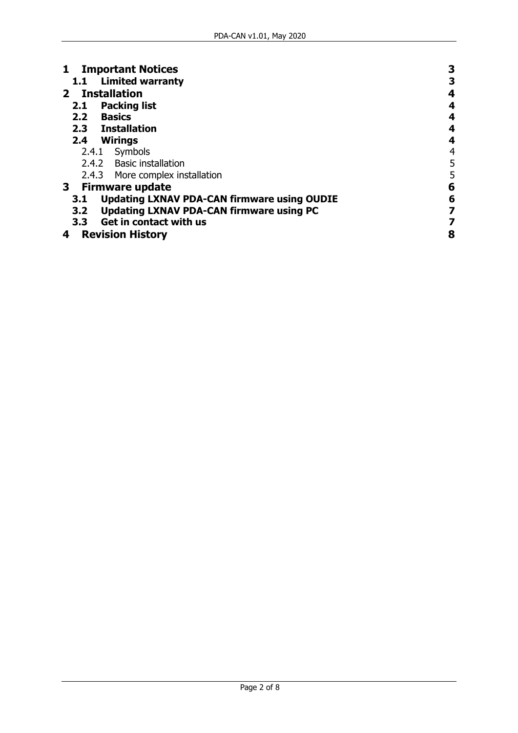| | |
|---|---|
| **1 Important Notices** | **3** |
| **1.1 Limited warranty** | **3** |
| **2 Installation** | **4** |
| **2.1 Packing list** | **4** |
| **2.2 Basics** | **4** |
| **2.3 Installation** | **4** |
| **2.4 Wirings** | **4** |
| 2.4.1 Symbols | 4 |
| 2.4.2 Basic installation | 5 |
| 2.4.3 More complex installation | 5 |
| **3 Firmware update** | **6** |
| **3.1 Updating LXNAV PDA-CAN firmware using OUDIE** | **6** |
| **3.2 Updating LXNAV PDA-CAN firmware using PC** | **7** |
| **3.3 Get in contact with us** | **7** |
| **4 Revision History** | **8** |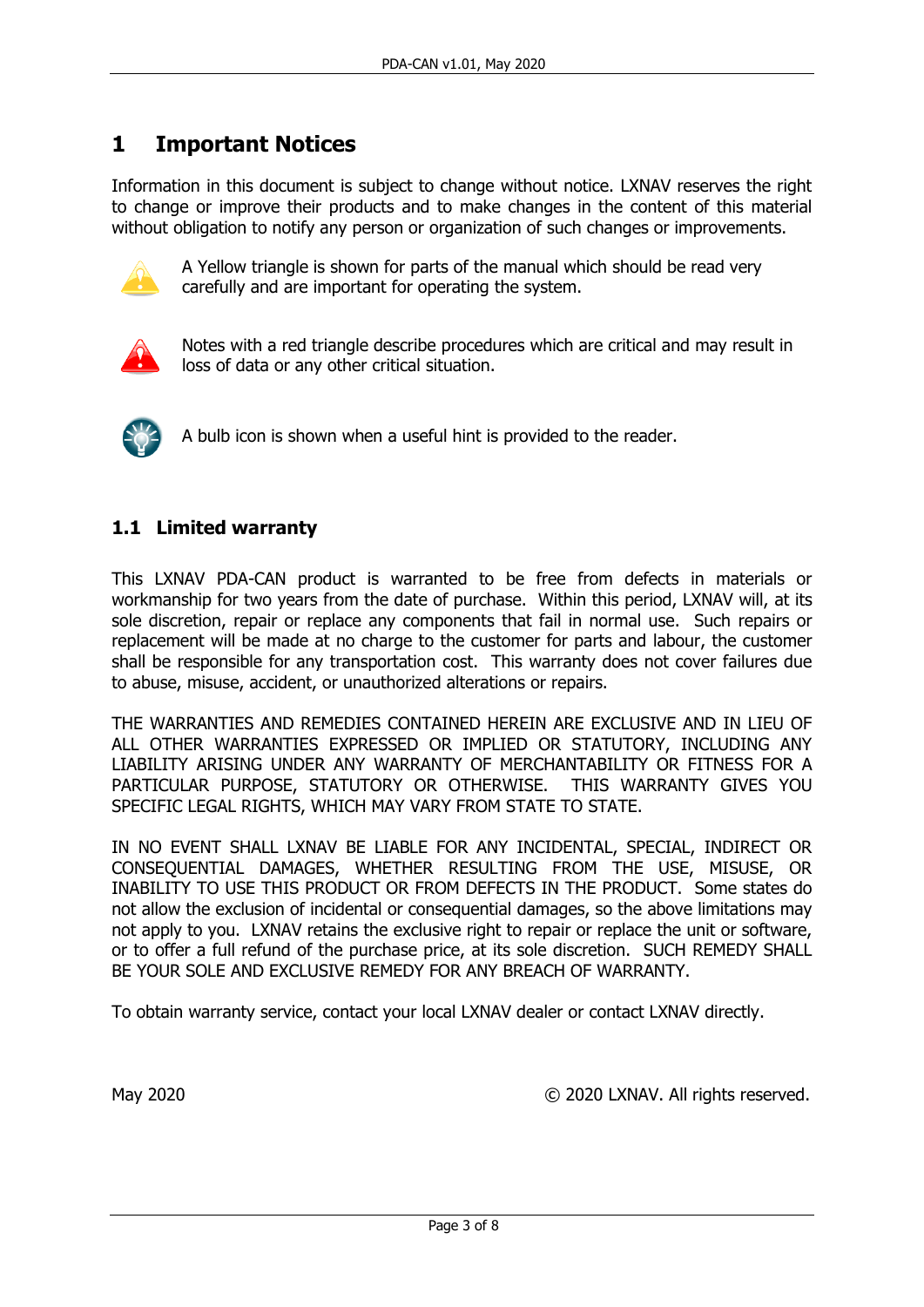# 1 Important Notices

Information in this document is subject to change without notice. LXNAV reserves the right to change or improve their products and to make changes in the content of this material without obligation to notify any person or organization of such changes or improvements.

A Yellow triangle is shown for parts of the manual which should be read very carefully and are important for operating the system.

Notes with a red triangle describe procedures which are critical and may result in loss of data or any other critical situation.

A bulb icon is shown when a useful hint is provided to the reader.

## 1.1 Limited warranty

This LXNAV PDA-CAN product is warranted to be free from defects in materials or workmanship for two years from the date of purchase. Within this period, LXNAV will, at its sole discretion, repair or replace any components that fail in normal use. Such repairs or replacement will be made at no charge to the customer for parts and labour, the customer shall be responsible for any transportation cost. This warranty does not cover failures due to abuse, misuse, accident, or unauthorized alterations or repairs.

THE WARRANTIES AND REMEDIES CONTAINED HEREIN ARE EXCLUSIVE AND IN LIEU OF ALL OTHER WARRANTIES EXPRESSED OR IMPLIED OR STATUTORY, INCLUDING ANY LIABILITY ARISING UNDER ANY WARRANTY OF MERCHANTABILITY OR FITNESS FOR A PARTICULAR PURPOSE, STATUTORY OR OTHERWISE. THIS WARRANTY GIVES YOU SPECIFIC LEGAL RIGHTS, WHICH MAY VARY FROM STATE TO STATE.

IN NO EVENT SHALL LXNAV BE LIABLE FOR ANY INCIDENTAL, SPECIAL, INDIRECT OR CONSEQUENTIAL DAMAGES, WHETHER RESULTING FROM THE USE, MISUSE, OR INABILITY TO USE THIS PRODUCT OR FROM DEFECTS IN THE PRODUCT. Some states do not allow the exclusion of incidental or consequential damages, so the above limitations may not apply to you. LXNAV retains the exclusive right to repair or replace the unit or software, or to offer a full refund of the purchase price, at its sole discretion. SUCH REMEDY SHALL BE YOUR SOLE AND EXCLUSIVE REMEDY FOR ANY BREACH OF WARRANTY.

To obtain warranty service, contact your local LXNAV dealer or contact LXNAV directly.

May 2020 © 2020 LXNAV. All rights reserved.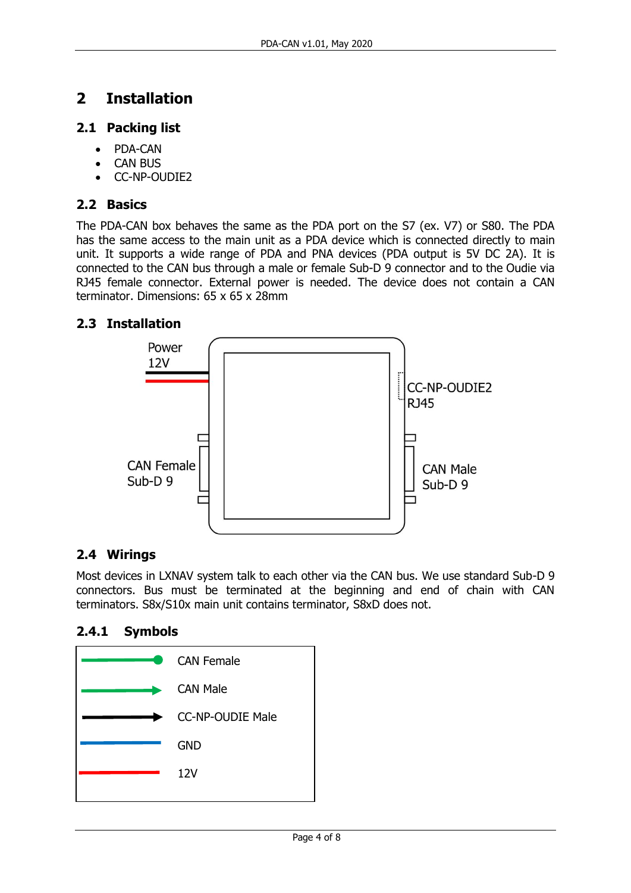# 2 Installation

## 2.1 Packing list

- PDA-CAN
- CAN BUS
- CC-NP-OUDIE2

## 2.2 Basics

The PDA-CAN box behaves the same as the PDA port on the S7 (ex. V7) or S80. The PDA has the same access to the main unit as a PDA device which is connected directly to main unit. It supports a wide range of PDA and PNA devices (PDA output is 5V DC 2A). It is connected to the CAN bus through a male or female Sub-D 9 connector and to the Oudie via RJ45 female connector. External power is needed. The device does not contain a CAN terminator. Dimensions: 65 x 65 x 28mm

## 2.3 Installation

Power 12V

CC-NP-OUDIE2 RJ45

CAN Female Sub-D 9

CAN Male Sub-D 9

## 2.4 Wirings

Most devices in LXNAV system talk to each other via the CAN bus. We use standard Sub-D 9 connectors. Bus must be terminated at the beginning and end of chain with CAN terminators. S8x/S10x main unit contains terminator, S8xD does not.

### 2.4.1 Symbols

CAN Female

CAN Male

CC-NP-OUDIE Male

GND

12V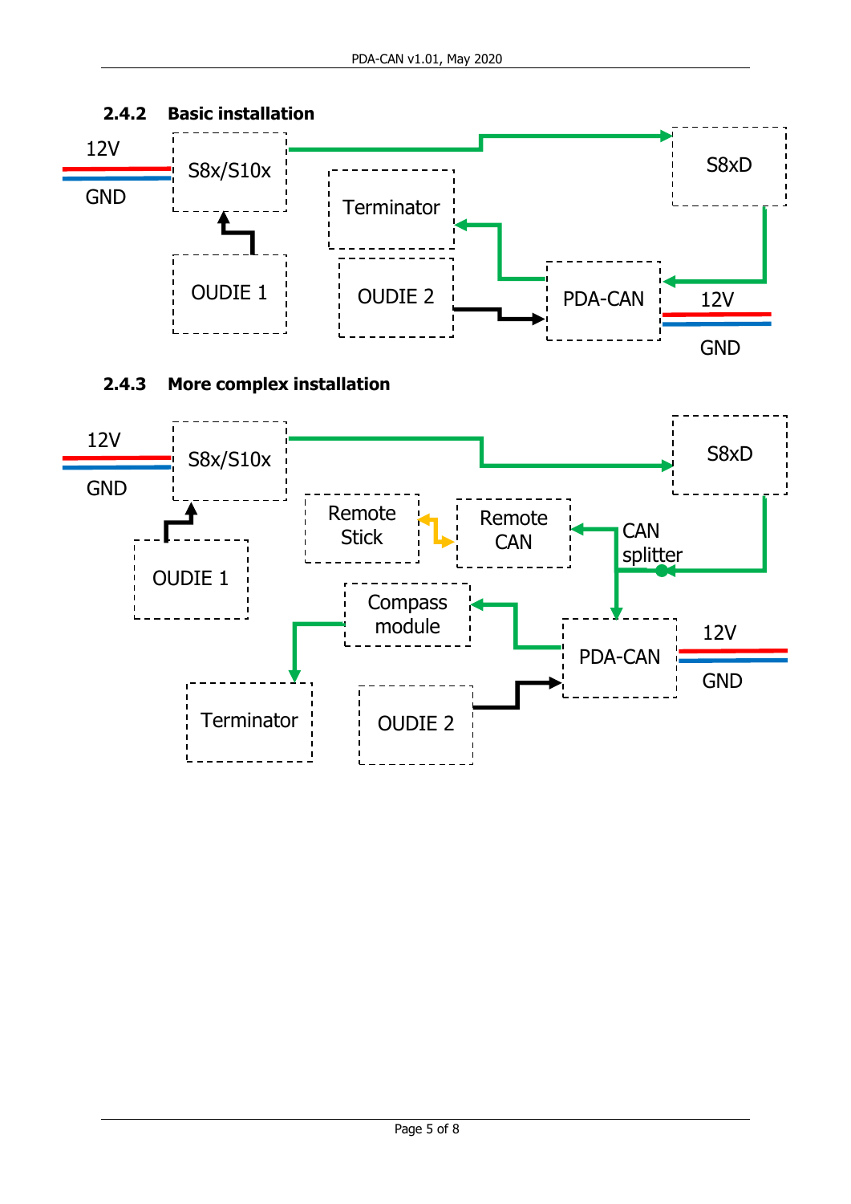### 2.4.2 Basic installation

12V

GND

S8x/S10x

S8xD

Terminator

OUDIE 1

OUDIE 2

PDA-CAN

12V

GND

### 2.4.3 More complex installation

12V

GND

S8x/S10x

S8xD

Remote Stick

Remote CAN

CAN splitter

OUDIE 1

Compass module

PDA-CAN

12V

GND

Terminator

OUDIE 2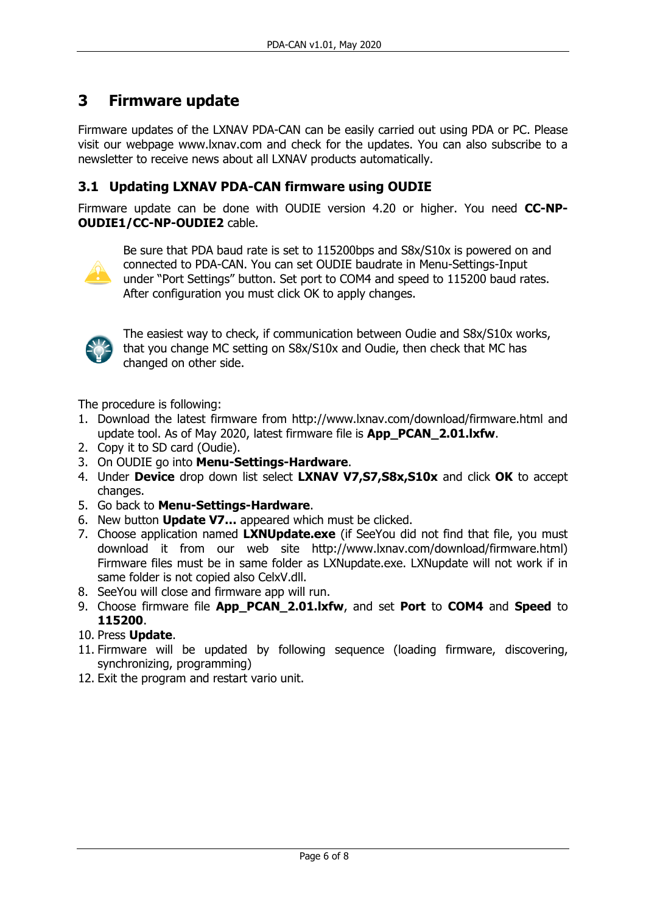# 3 Firmware update

Firmware updates of the LXNAV PDA-CAN can be easily carried out using PDA or PC. Please visit our webpage www.lxnav.com and check for the updates. You can also subscribe to a newsletter to receive news about all LXNAV products automatically.

## 3.1 Updating LXNAV PDA-CAN firmware using OUDIE

Firmware update can be done with OUDIE version 4.20 or higher. You need **CC-NP-OUDIE1/CC-NP-OUDIE2** cable.

Be sure that PDA baud rate is set to 115200bps and S8x/S10x is powered on and connected to PDA-CAN. You can set OUDIE baudrate in Menu-Settings-Input under "Port Settings" button. Set port to COM4 and speed to 115200 baud rates. After configuration you must click OK to apply changes.

The easiest way to check, if communication between Oudie and S8x/S10x works, that you change MC setting on S8x/S10x and Oudie, then check that MC has changed on other side.

The procedure is following:

1. Download the latest firmware from http://www.lxnav.com/download/firmware.html and update tool. As of May 2020, latest firmware file is **App_PCAN_2.01.lxfw**.
2. Copy it to SD card (Oudie).
3. On OUDIE go into **Menu-Settings-Hardware**.
4. Under **Device** drop down list select **LXNAV V7,S7,S8x,S10x** and click **OK** to accept changes.
5. Go back to **Menu-Settings-Hardware**.
6. New button **Update V7…** appeared which must be clicked.
7. Choose application named **LXNUpdate.exe** (if SeeYou did not find that file, you must download it from our web site http://www.lxnav.com/download/firmware.html) Firmware files must be in same folder as LXNupdate.exe. LXNupdate will not work if in same folder is not copied also CelxV.dll.
8. SeeYou will close and firmware app will run.
9. Choose firmware file **App_PCAN_2.01.lxfw**, and set **Port** to **COM4** and **Speed** to **115200**.
10. Press **Update**.
11. Firmware will be updated by following sequence (loading firmware, discovering, synchronizing, programming)
12. Exit the program and restart vario unit.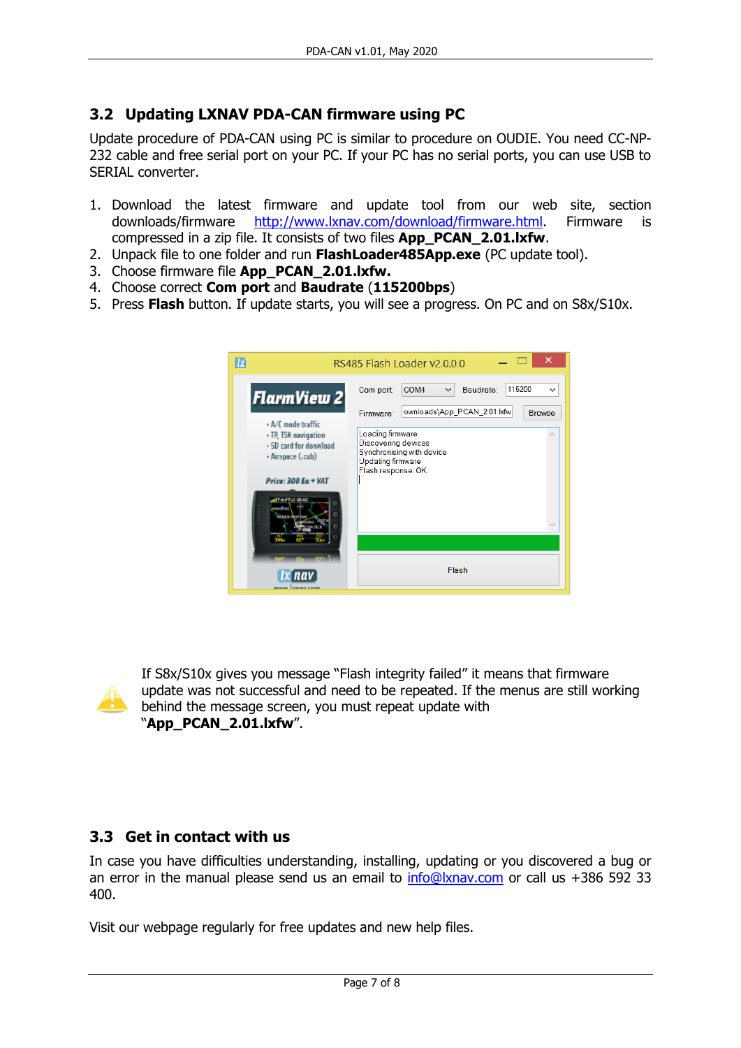## 3.2 Updating LXNAV PDA-CAN firmware using PC

Update procedure of PDA-CAN using PC is similar to procedure on OUDIE. You need CC-NP-232 cable and free serial port on your PC. If your PC has no serial ports, you can use USB to SERIAL converter.

1. Download the latest firmware and update tool from our web site, section downloads/firmware http://www.lxnav.com/download/firmware.html. Firmware is compressed in a zip file. It consists of two files **App_PCAN_2.01.lxfw**.
2. Unpack file to one folder and run **FlashLoader485App.exe** (PC update tool).
3. Choose firmware file **App_PCAN_2.01.lxfw.**
4. Choose correct **Com port** and **Baudrate** (**115200bps**)
5. Press **Flash** button. If update starts, you will see a progress. On PC and on S8x/S10x.

If S8x/S10x gives you message "Flash integrity failed" it means that firmware update was not successful and need to be repeated. If the menus are still working behind the message screen, you must repeat update with "**App_PCAN_2.01.lxfw**".

## 3.3 Get in contact with us

In case you have difficulties understanding, installing, updating or you discovered a bug or an error in the manual please send us an email to info@lxnav.com or call us +386 592 33 400.

Visit our webpage regularly for free updates and new help files.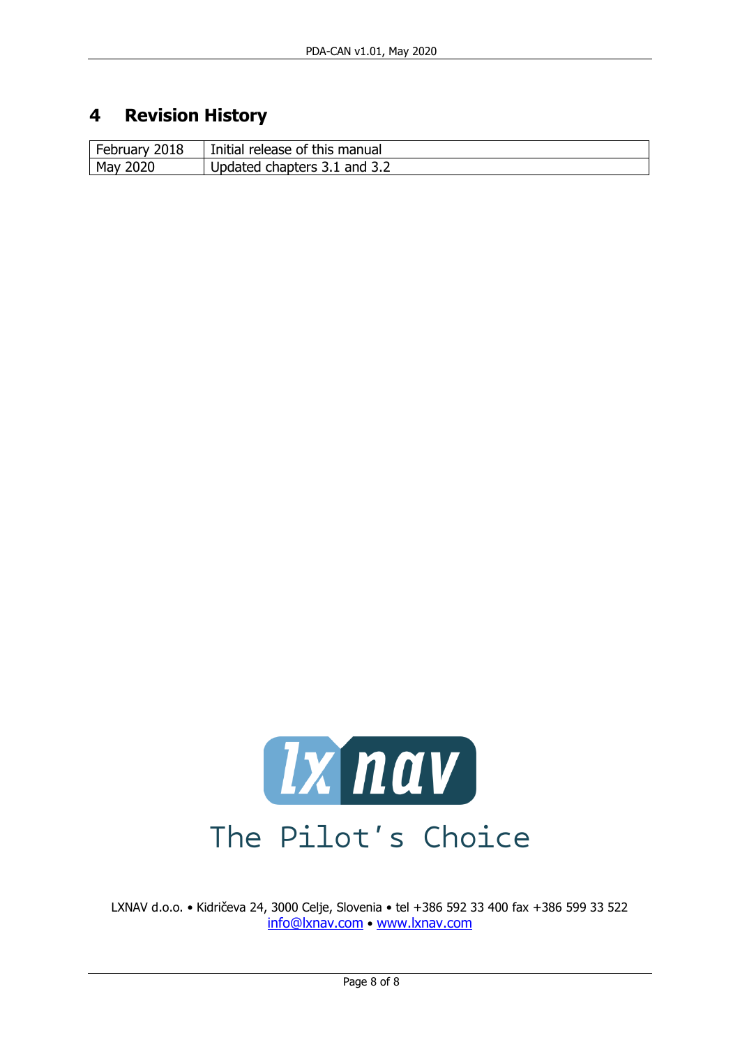# 4 Revision History

| | |
|---|---|
| February 2018 | Initial release of this manual |
| May 2020 | Updated chapters 3.1 and 3.2 |

The Pilot's Choice

LXNAV d.o.o. • Kidričeva 24, 3000 Celje, Slovenia • tel +386 592 33 400 fax +386 599 33 522
info@lxnav.com • www.lxnav.com